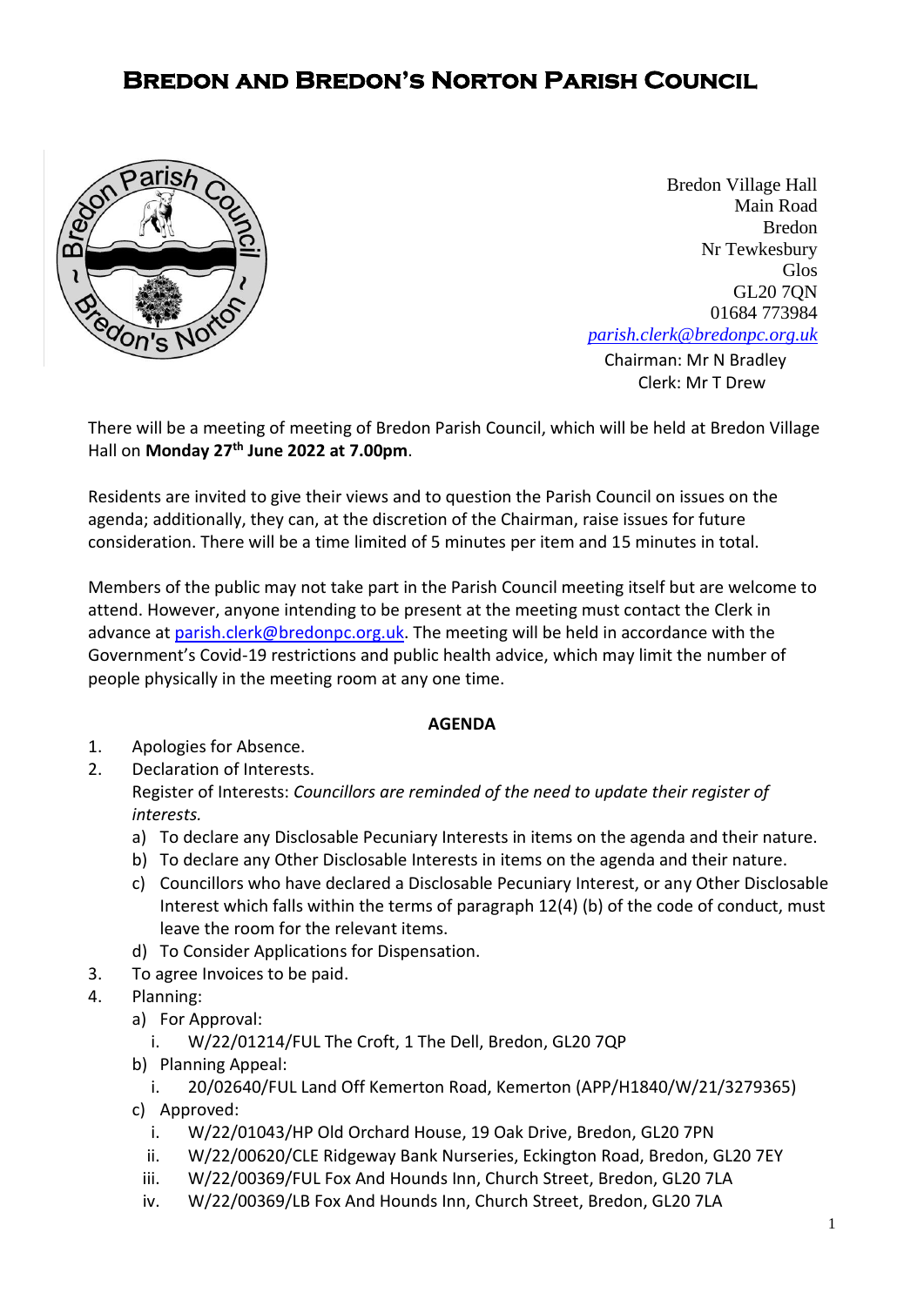# Bredon and Bredon's Norton Parish Council

Bredon Village Hall
Main Road
Bredon
Nr Tewkesbury
Glos
GL20 7QN
01684 773984
*parish.clerk@bredonpc.org.uk*

Chairman: Mr N Bradley
Clerk: Mr T Drew

There will be a meeting of meeting of Bredon Parish Council, which will be held at Bredon Village Hall on **Monday 27th June 2022 at 7.00pm**.

Residents are invited to give their views and to question the Parish Council on issues on the agenda; additionally, they can, at the discretion of the Chairman, raise issues for future consideration. There will be a time limited of 5 minutes per item and 15 minutes in total.

Members of the public may not take part in the Parish Council meeting itself but are welcome to attend. However, anyone intending to be present at the meeting must contact the Clerk in advance at parish.clerk@bredonpc.org.uk. The meeting will be held in accordance with the Government's Covid-19 restrictions and public health advice, which may limit the number of people physically in the meeting room at any one time.

**AGENDA**

1. Apologies for Absence.
2. Declaration of Interests.
   Register of Interests: *Councillors are reminded of the need to update their register of interests.*
   a) To declare any Disclosable Pecuniary Interests in items on the agenda and their nature.
   b) To declare any Other Disclosable Interests in items on the agenda and their nature.
   c) Councillors who have declared a Disclosable Pecuniary Interest, or any Other Disclosable Interest which falls within the terms of paragraph 12(4) (b) of the code of conduct, must leave the room for the relevant items.
   d) To Consider Applications for Dispensation.
3. To agree Invoices to be paid.
4. Planning:
   a) For Approval:
      i. W/22/01214/FUL The Croft, 1 The Dell, Bredon, GL20 7QP
   b) Planning Appeal:
      i. 20/02640/FUL Land Off Kemerton Road, Kemerton (APP/H1840/W/21/3279365)
   c) Approved:
      i. W/22/01043/HP Old Orchard House, 19 Oak Drive, Bredon, GL20 7PN
      ii. W/22/00620/CLE Ridgeway Bank Nurseries, Eckington Road, Bredon, GL20 7EY
      iii. W/22/00369/FUL Fox And Hounds Inn, Church Street, Bredon, GL20 7LA
      iv. W/22/00369/LB Fox And Hounds Inn, Church Street, Bredon, GL20 7LA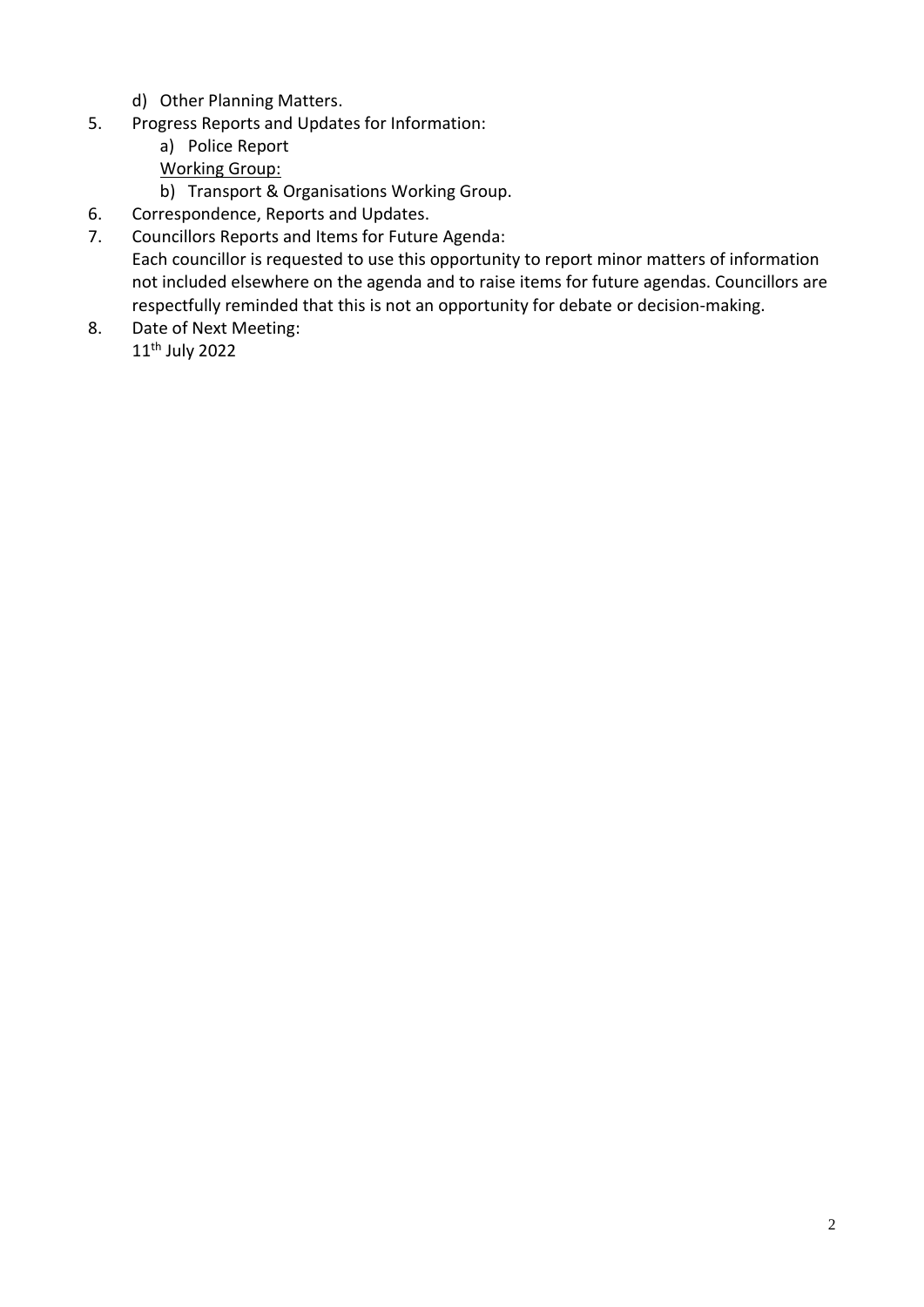d) Other Planning Matters.

5. Progress Reports and Updates for Information:
   a) Police Report
   
   <u>Working Group:</u>
   
   b) Transport & Organisations Working Group.
6. Correspondence, Reports and Updates.
7. Councillors Reports and Items for Future Agenda:
   Each councillor is requested to use this opportunity to report minor matters of information not included elsewhere on the agenda and to raise items for future agendas. Councillors are respectfully reminded that this is not an opportunity for debate or decision-making.
8. Date of Next Meeting:
   11th July 2022